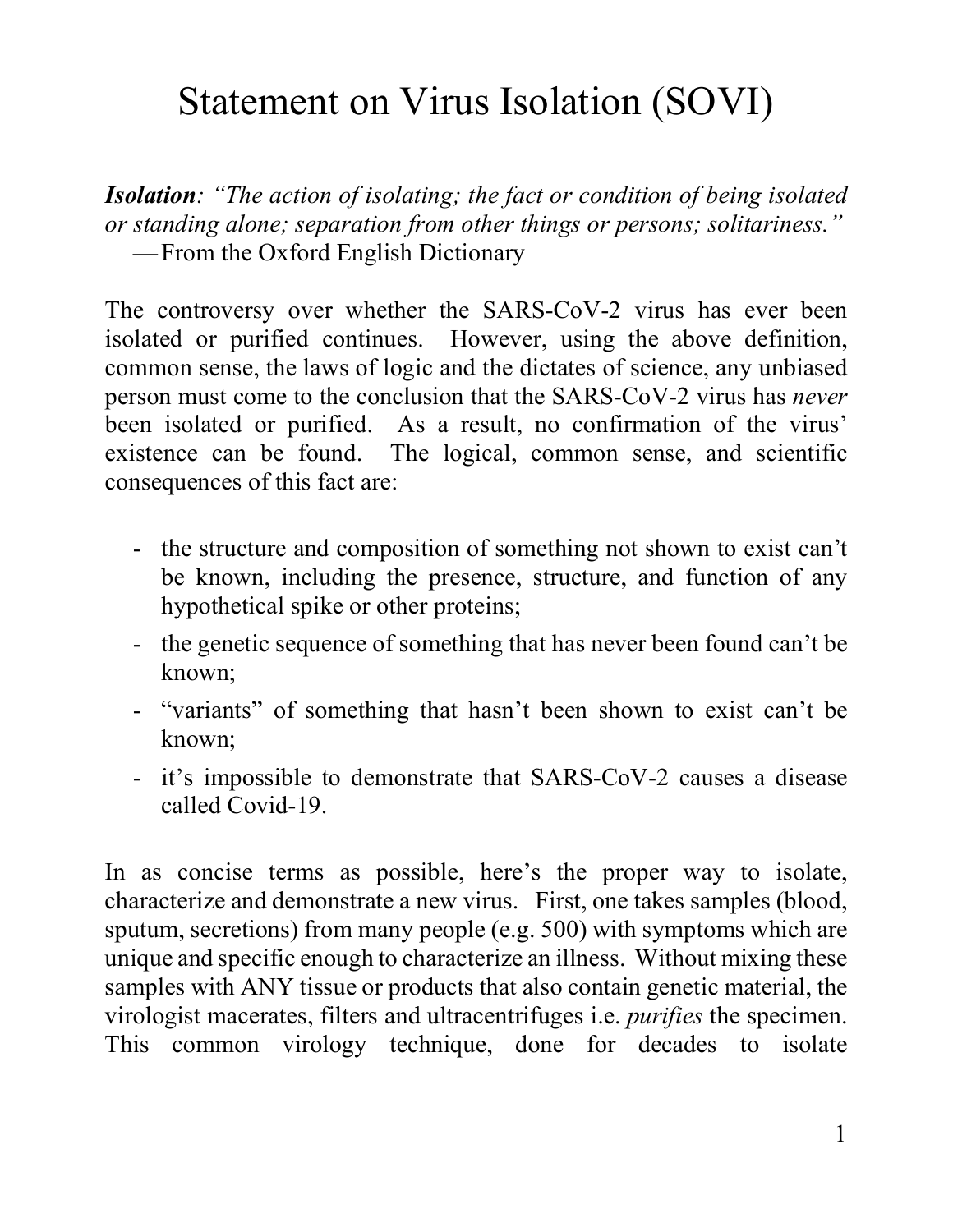# Statement on Virus Isolation (SOVI)

***Isolation**: "The action of isolating; the fact or condition of being isolated or standing alone; separation from other things or persons; solitariness."*
—From the Oxford English Dictionary

The controversy over whether the SARS-CoV-2 virus has ever been isolated or purified continues. However, using the above definition, common sense, the laws of logic and the dictates of science, any unbiased person must come to the conclusion that the SARS-CoV-2 virus has *never* been isolated or purified. As a result, no confirmation of the virus' existence can be found. The logical, common sense, and scientific consequences of this fact are:

- the structure and composition of something not shown to exist can't be known, including the presence, structure, and function of any hypothetical spike or other proteins;
- the genetic sequence of something that has never been found can't be known;
- "variants" of something that hasn't been shown to exist can't be known;
- it's impossible to demonstrate that SARS-CoV-2 causes a disease called Covid-19.

In as concise terms as possible, here's the proper way to isolate, characterize and demonstrate a new virus. First, one takes samples (blood, sputum, secretions) from many people (e.g. 500) with symptoms which are unique and specific enough to characterize an illness. Without mixing these samples with ANY tissue or products that also contain genetic material, the virologist macerates, filters and ultracentrifuges i.e. *purifies* the specimen. This common virology technique, done for decades to isolate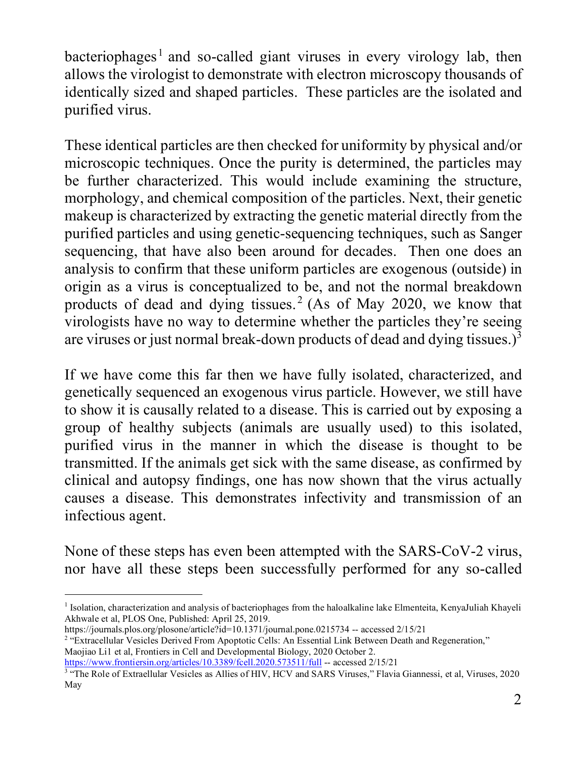bacteriophages[1] and so-called giant viruses in every virology lab, then allows the virologist to demonstrate with electron microscopy thousands of identically sized and shaped particles. These particles are the isolated and purified virus.

These identical particles are then checked for uniformity by physical and/or microscopic techniques. Once the purity is determined, the particles may be further characterized. This would include examining the structure, morphology, and chemical composition of the particles. Next, their genetic makeup is characterized by extracting the genetic material directly from the purified particles and using genetic-sequencing techniques, such as Sanger sequencing, that have also been around for decades. Then one does an analysis to confirm that these uniform particles are exogenous (outside) in origin as a virus is conceptualized to be, and not the normal breakdown products of dead and dying tissues.[2] (As of May 2020, we know that virologists have no way to determine whether the particles they're seeing are viruses or just normal break-down products of dead and dying tissues.)[3]

If we have come this far then we have fully isolated, characterized, and genetically sequenced an exogenous virus particle. However, we still have to show it is causally related to a disease. This is carried out by exposing a group of healthy subjects (animals are usually used) to this isolated, purified virus in the manner in which the disease is thought to be transmitted. If the animals get sick with the same disease, as confirmed by clinical and autopsy findings, one has now shown that the virus actually causes a disease. This demonstrates infectivity and transmission of an infectious agent.

None of these steps has even been attempted with the SARS-CoV-2 virus, nor have all these steps been successfully performed for any so-called

---

[1] Isolation, characterization and analysis of bacteriophages from the haloalkaline lake Elmenteita, KenyaJuliah Khayeli Akhwale et al, PLOS One, Published: April 25, 2019. https://journals.plos.org/plosone/article?id=10.1371/journal.pone.0215734 -- accessed 2/15/21

[2] "Extracellular Vesicles Derived From Apoptotic Cells: An Essential Link Between Death and Regeneration," Maojiao Li1 et al, Frontiers in Cell and Developmental Biology, 2020 October 2. https://www.frontiersin.org/articles/10.3389/fcell.2020.573511/full -- accessed 2/15/21

[3] "The Role of Extraellular Vesicles as Allies of HIV, HCV and SARS Viruses," Flavia Giannessi, et al, Viruses, 2020 May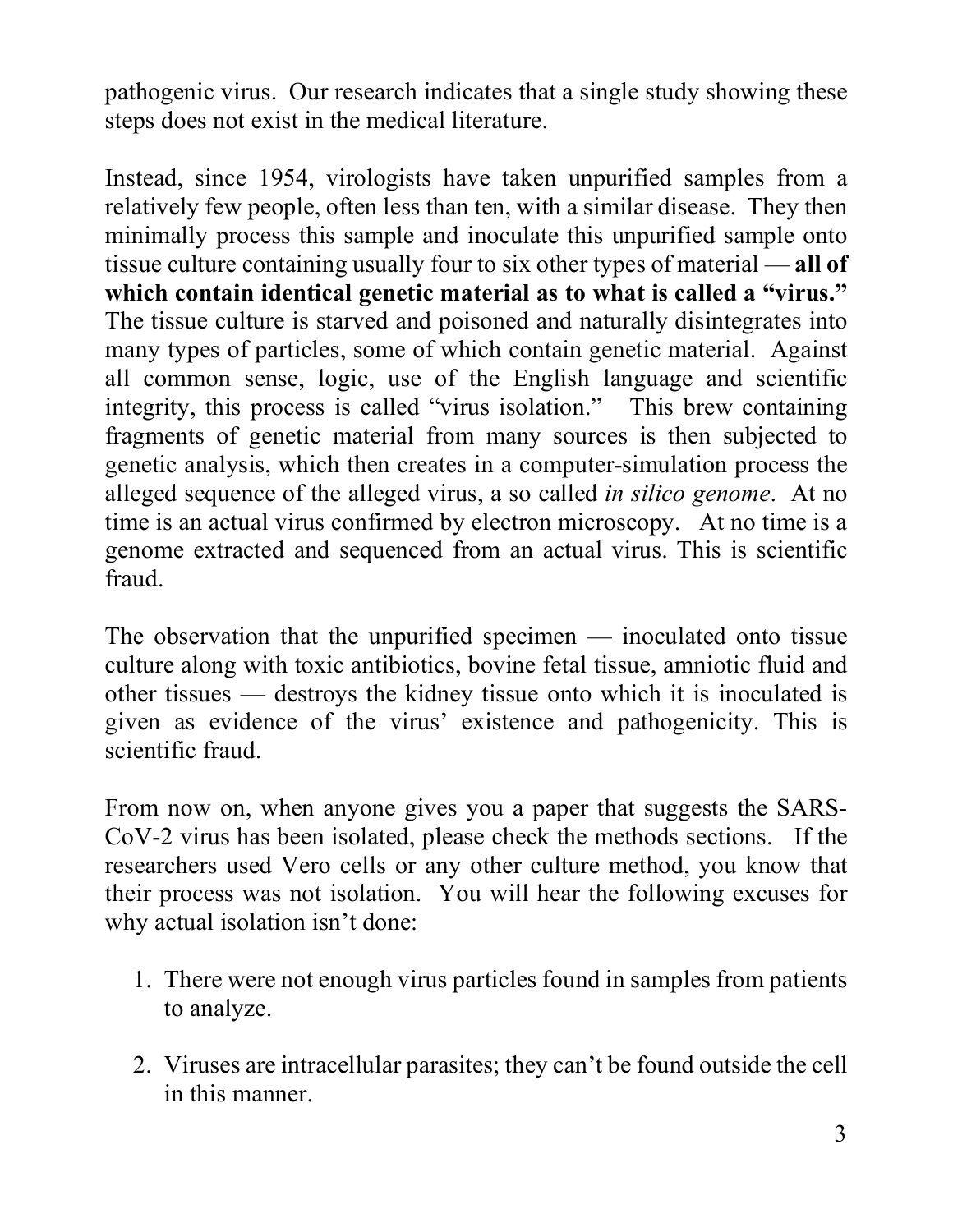pathogenic virus. Our research indicates that a single study showing these steps does not exist in the medical literature.

Instead, since 1954, virologists have taken unpurified samples from a relatively few people, often less than ten, with a similar disease. They then minimally process this sample and inoculate this unpurified sample onto tissue culture containing usually four to six other types of material — **all of which contain identical genetic material as to what is called a "virus."** The tissue culture is starved and poisoned and naturally disintegrates into many types of particles, some of which contain genetic material. Against all common sense, logic, use of the English language and scientific integrity, this process is called "virus isolation." This brew containing fragments of genetic material from many sources is then subjected to genetic analysis, which then creates in a computer-simulation process the alleged sequence of the alleged virus, a so called *in silico genome*. At no time is an actual virus confirmed by electron microscopy. At no time is a genome extracted and sequenced from an actual virus. This is scientific fraud.

The observation that the unpurified specimen — inoculated onto tissue culture along with toxic antibiotics, bovine fetal tissue, amniotic fluid and other tissues — destroys the kidney tissue onto which it is inoculated is given as evidence of the virus' existence and pathogenicity. This is scientific fraud.

From now on, when anyone gives you a paper that suggests the SARS-CoV-2 virus has been isolated, please check the methods sections. If the researchers used Vero cells or any other culture method, you know that their process was not isolation. You will hear the following excuses for why actual isolation isn't done:

1. There were not enough virus particles found in samples from patients to analyze.
2. Viruses are intracellular parasites; they can't be found outside the cell in this manner.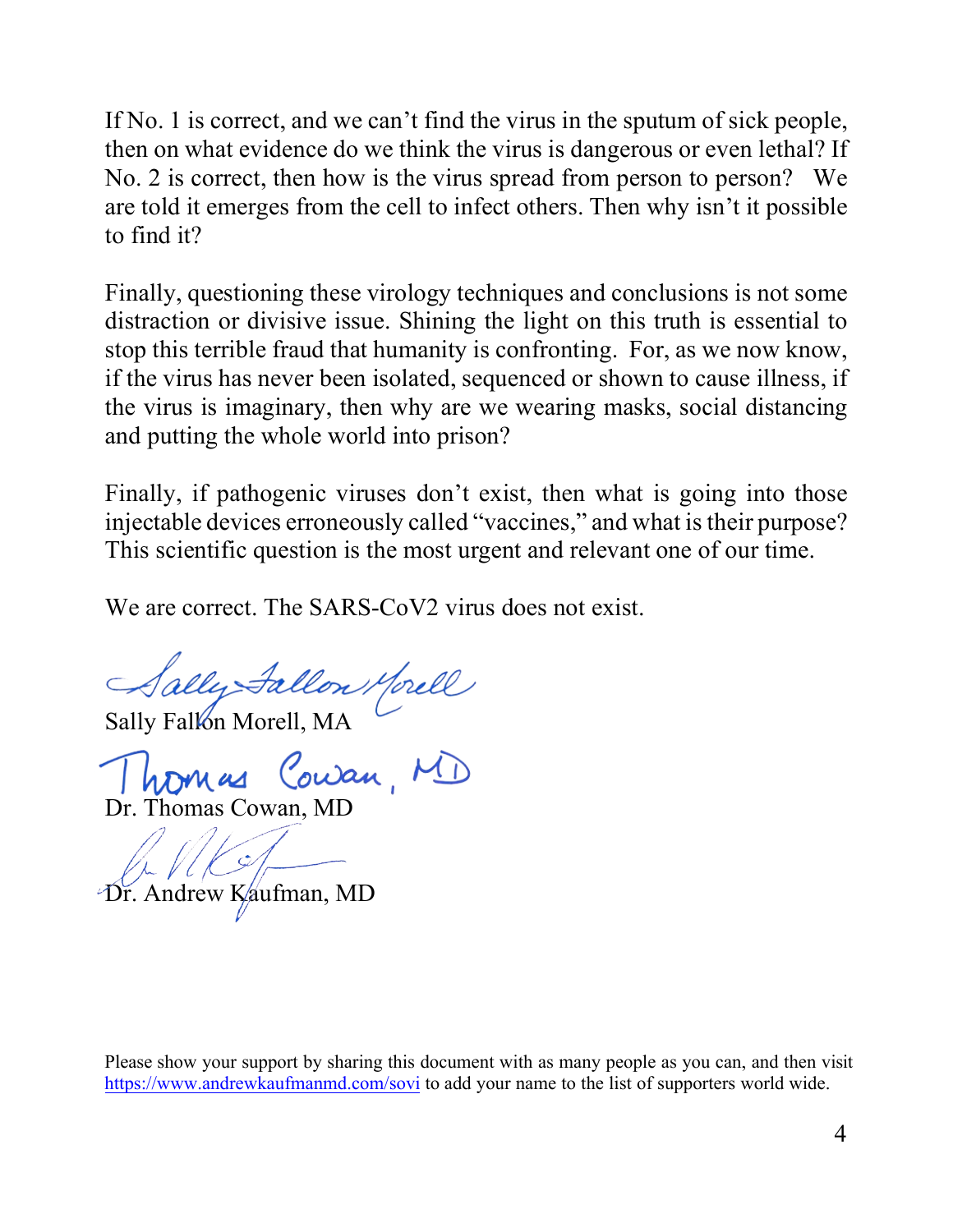If No. 1 is correct, and we can't find the virus in the sputum of sick people, then on what evidence do we think the virus is dangerous or even lethal? If No. 2 is correct, then how is the virus spread from person to person? We are told it emerges from the cell to infect others. Then why isn't it possible to find it?

Finally, questioning these virology techniques and conclusions is not some distraction or divisive issue. Shining the light on this truth is essential to stop this terrible fraud that humanity is confronting. For, as we now know, if the virus has never been isolated, sequenced or shown to cause illness, if the virus is imaginary, then why are we wearing masks, social distancing and putting the whole world into prison?

Finally, if pathogenic viruses don't exist, then what is going into those injectable devices erroneously called "vaccines," and what is their purpose? This scientific question is the most urgent and relevant one of our time.

We are correct. The SARS-CoV2 virus does not exist.

Sally Fallon Morell, MA

Dr. Thomas Cowan, MD

Dr. Andrew Kaufman, MD

Please show your support by sharing this document with as many people as you can, and then visit https://www.andrewkaufmanmd.com/sovi to add your name to the list of supporters world wide.